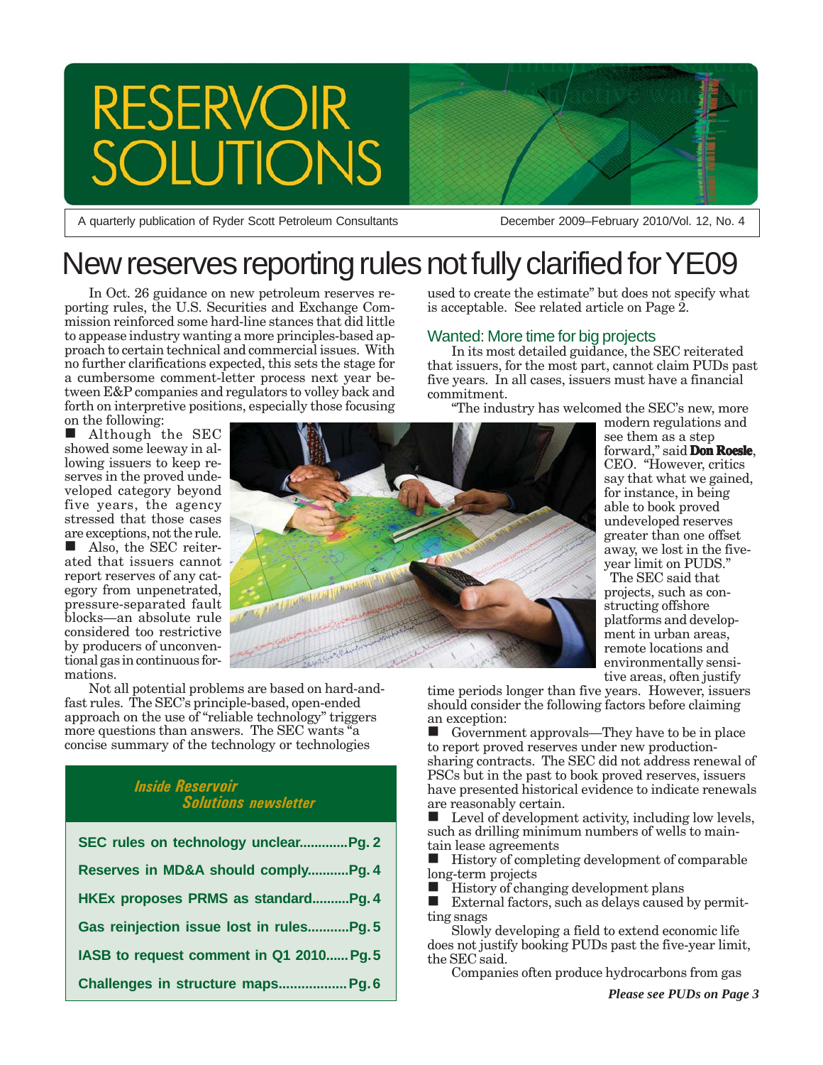# RESERVOIR SOLUTIONS

A quarterly publication of Ryder Scott Petroleum Consultants

December 2009–February 2010/Vol. 12, No. 4

# New reserves reporting rules not fully clarified for YE09

In Oct. 26 guidance on new petroleum reserves reporting rules, the U.S. Securities and Exchange Commission reinforced some hard-line stances that did little to appease industry wanting a more principles-based approach to certain technical and commercial issues. With no further clarifications expected, this sets the stage for a cumbersome comment-letter process next year between E&P companies and regulators to volley back and forth on interpretive positions, especially those focusing on the following:

- Although the SEC showed some leeway in allowing issuers to keep reserves in the proved undeveloped category beyond five years, the agency stressed that those cases are exceptions, not the rule.
- Also, the SEC reiterated that issuers cannot report reserves of any category from unpenetrated, pressure-separated fault blocks—an absolute rule considered too restrictive by producers of unconventional gas in continuous formations.

Not all potential problems are based on hard-and-fast rules. The SEC's principle-based, open-ended approach on the use of "reliable technology" triggers more questions than answers. The SEC wants "a concise summary of the technology or technologies used to create the estimate" but does not specify what is acceptable. See related article on Page 2.

## Wanted: More time for big projects

In its most detailed guidance, the SEC reiterated that issuers, for the most part, cannot claim PUDs past five years. In all cases, issuers must have a financial commitment.

"The industry has welcomed the SEC's new, more modern regulations and see them as a step forward," said **Don Roesle**, CEO. "However, critics say that what we gained, for instance, in being able to book proved undeveloped reserves greater than one offset away, we lost in the five-year limit on PUDS."

The SEC said that projects, such as constructing offshore platforms and development in urban areas, remote locations and environmentally sensitive areas, often justify time periods longer than five years. However, issuers should consider the following factors before claiming an exception:

- Government approvals—They have to be in place to report proved reserves under new production-sharing contracts. The SEC did not address renewal of PSCs but in the past to book proved reserves, issuers have presented historical evidence to indicate renewals are reasonably certain.
- Level of development activity, including low levels, such as drilling minimum numbers of wells to maintain lease agreements
- History of completing development of comparable long-term projects
- History of changing development plans
- External factors, such as delays caused by permitting snags

Slowly developing a field to extend economic life does not justify booking PUDs past the five-year limit, the SEC said.

Companies often produce hydrocarbons from gas

*Please see PUDs on Page 3*

### *Inside Reservoir Solutions newsletter*

| | |
|---|---|
| SEC rules on technology unclear | Pg. 2 |
| Reserves in MD&A should comply | Pg. 4 |
| HKEx proposes PRMS as standard | Pg. 4 |
| Gas reinjection issue lost in rules | Pg. 5 |
| IASB to request comment in Q1 2010 | Pg. 5 |
| Challenges in structure maps | Pg. 6 |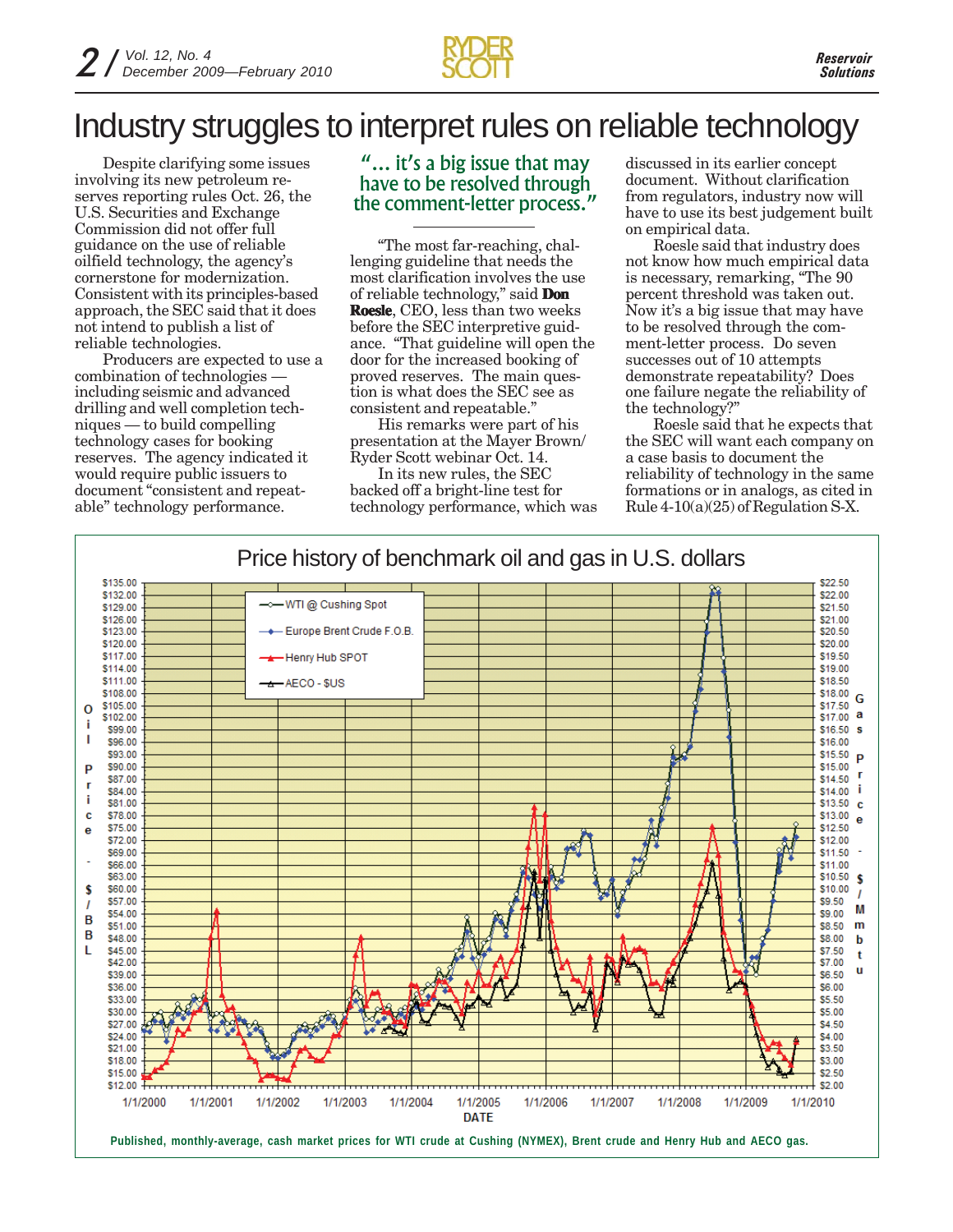# Industry struggles to interpret rules on reliable technology

Despite clarifying some issues involving its new petroleum reserves reporting rules Oct. 26, the U.S. Securities and Exchange Commission did not offer full guidance on the use of reliable oilfield technology, the agency's cornerstone for modernization. Consistent with its principles-based approach, the SEC said that it does not intend to publish a list of reliable technologies.

Producers are expected to use a combination of technologies — including seismic and advanced drilling and well completion techniques — to build compelling technology cases for booking reserves. The agency indicated it would require public issuers to document "consistent and repeatable" technology performance.

> "... it's a big issue that may have to be resolved through the comment-letter process."

"The most far-reaching, challenging guideline that needs the most clarification involves the use of reliable technology," said **Don Roesle**, CEO, less than two weeks before the SEC interpretive guidance. "That guideline will open the door for the increased booking of proved reserves. The main question is what does the SEC see as consistent and repeatable."

His remarks were part of his presentation at the Mayer Brown/ Ryder Scott webinar Oct. 14.

In its new rules, the SEC backed off a bright-line test for technology performance, which was discussed in its earlier concept document. Without clarification from regulators, industry now will have to use its best judgement built on empirical data.

Roesle said that industry does not know how much empirical data is necessary, remarking, "The 90 percent threshold was taken out. Now it's a big issue that may have to be resolved through the comment-letter process. Do seven successes out of 10 attempts demonstrate repeatability? Does one failure negate the reliability of the technology?"

Roesle said that he expects that the SEC will want each company on a case basis to document the reliability of technology in the same formations or in analogs, as cited in Rule 4-10(a)(25) of Regulation S-X.

Price history of benchmark oil and gas in U.S. dollars

Published, monthly-average, cash market prices for WTI crude at Cushing (NYMEX), Brent crude and Henry Hub and AECO gas.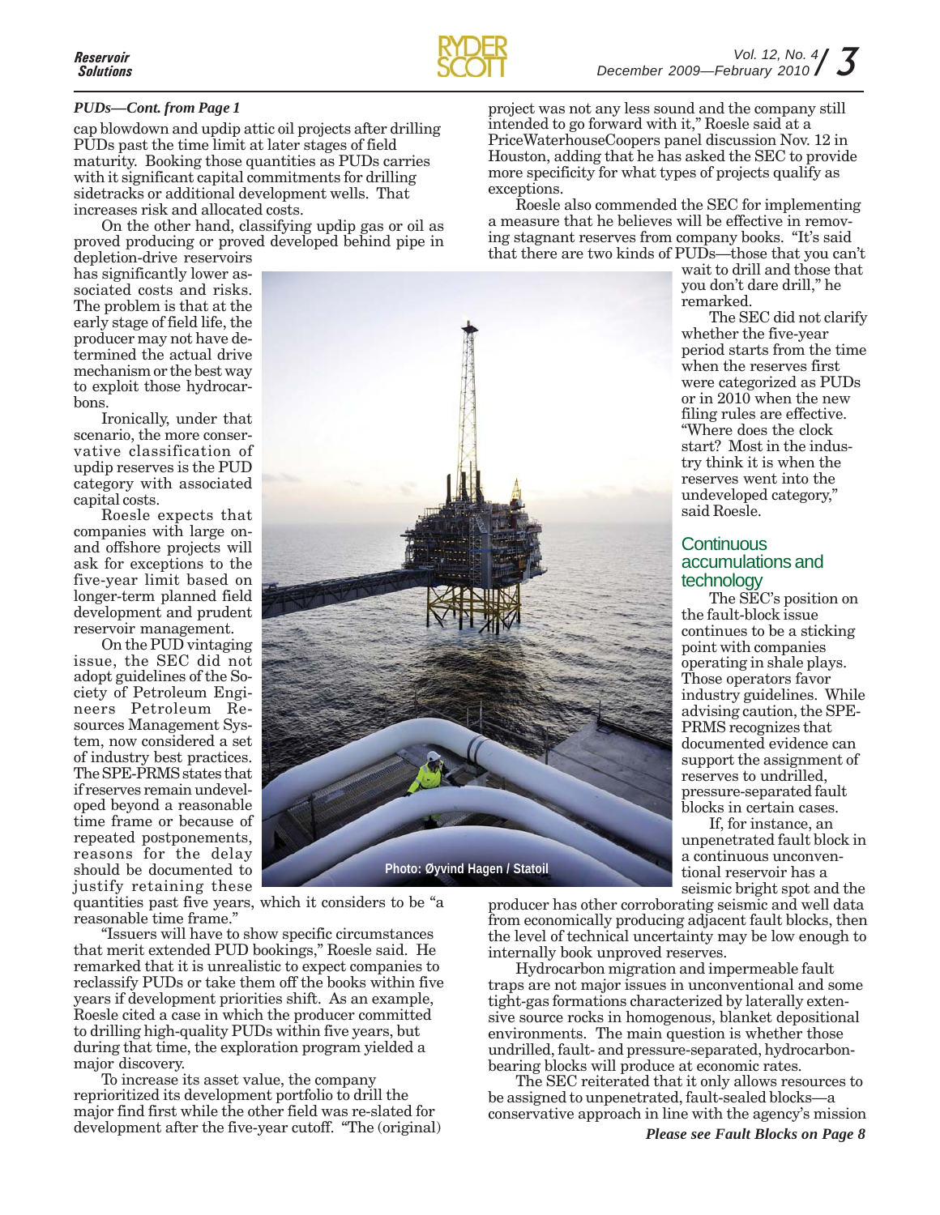*PUDs—Cont. from Page 1*

cap blowdown and updip attic oil projects after drilling PUDs past the time limit at later stages of field maturity. Booking those quantities as PUDs carries with it significant capital commitments for drilling sidetracks or additional development wells. That increases risk and allocated costs.

On the other hand, classifying updip gas or oil as proved producing or proved developed behind pipe in depletion-drive reservoirs has significantly lower associated costs and risks. The problem is that at the early stage of field life, the producer may not have determined the actual drive mechanism or the best way to exploit those hydrocarbons.

Ironically, under that scenario, the more conservative classification of updip reserves is the PUD category with associated capital costs.

Roesle expects that companies with large on- and offshore projects will ask for exceptions to the five-year limit based on longer-term planned field development and prudent reservoir management.

On the PUD vintaging issue, the SEC did not adopt guidelines of the Society of Petroleum Engineers Petroleum Resources Management System, now considered a set of industry best practices. The SPE-PRMS states that if reserves remain undeveloped beyond a reasonable time frame or because of repeated postponements, reasons for the delay should be documented to justify retaining these quantities past five years, which it considers to be "a reasonable time frame."

"Issuers will have to show specific circumstances that merit extended PUD bookings," Roesle said. He remarked that it is unrealistic to expect companies to reclassify PUDs or take them off the books within five years if development priorities shift. As an example, Roesle cited a case in which the producer committed to drilling high-quality PUDs within five years, but during that time, the exploration program yielded a major discovery.

To increase its asset value, the company reprioritized its development portfolio to drill the major find first while the other field was re-slated for development after the five-year cutoff. "The (original) project was not any less sound and the company still intended to go forward with it," Roesle said at a PriceWaterhouseCoopers panel discussion Nov. 12 in Houston, adding that he has asked the SEC to provide more specificity for what types of projects qualify as exceptions.

Roesle also commended the SEC for implementing a measure that he believes will be effective in removing stagnant reserves from company books. "It's said that there are two kinds of PUDs—those that you can't wait to drill and those that you don't dare drill," he remarked.

The SEC did not clarify whether the five-year period starts from the time when the reserves first were categorized as PUDs or in 2010 when the new filing rules are effective. "Where does the clock start? Most in the industry think it is when the reserves went into the undeveloped category," said Roesle.

Photo: Øyvind Hagen / Statoil

## Continuous accumulations and technology

The SEC's position on the fault-block issue continues to be a sticking point with companies operating in shale plays. Those operators favor industry guidelines. While advising caution, the SPE-PRMS recognizes that documented evidence can support the assignment of reserves to undrilled, pressure-separated fault blocks in certain cases.

If, for instance, an unpenetrated fault block in a continuous unconventional reservoir has a seismic bright spot and the producer has other corroborating seismic and well data from economically producing adjacent fault blocks, then the level of technical uncertainty may be low enough to internally book unproved reserves.

Hydrocarbon migration and impermeable fault traps are not major issues in unconventional and some tight-gas formations characterized by laterally extensive source rocks in homogenous, blanket depositional environments. The main question is whether those undrilled, fault- and pressure-separated, hydrocarbon-bearing blocks will produce at economic rates.

The SEC reiterated that it only allows resources to be assigned to unpenetrated, fault-sealed blocks—a conservative approach in line with the agency's mission

***Please see Fault Blocks on Page 8***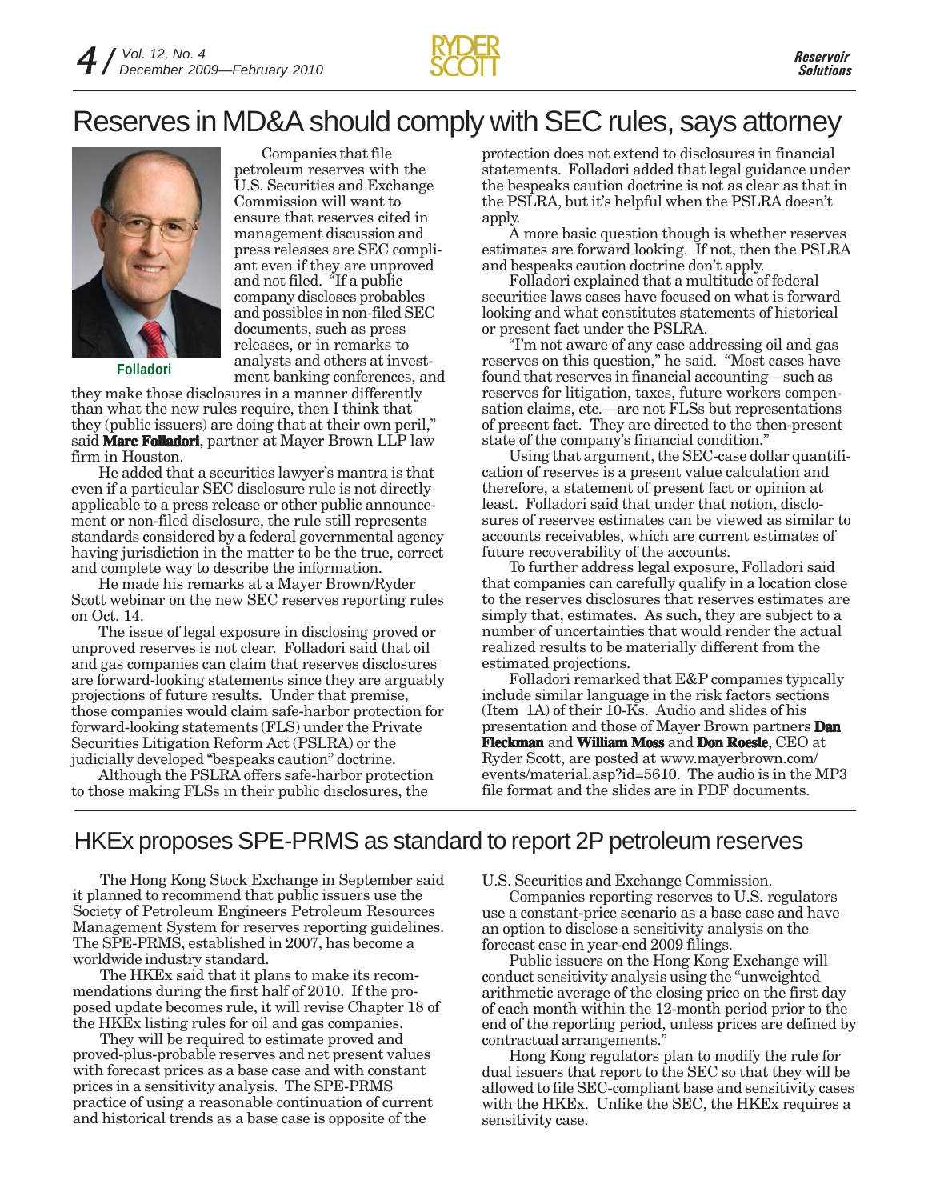# Reserves in MD&A should comply with SEC rules, says attorney

Folladori

Companies that file petroleum reserves with the U.S. Securities and Exchange Commission will want to ensure that reserves cited in management discussion and press releases are SEC compliant even if they are unproved and not filed. "If a public company discloses probables and possibles in non-filed SEC documents, such as press releases, or in remarks to analysts and others at investment banking conferences, and they make those disclosures in a manner differently than what the new rules require, then I think that they (public issuers) are doing that at their own peril," said **Marc Folladori**, partner at Mayer Brown LLP law firm in Houston.

He added that a securities lawyer's mantra is that even if a particular SEC disclosure rule is not directly applicable to a press release or other public announcement or non-filed disclosure, the rule still represents standards considered by a federal governmental agency having jurisdiction in the matter to be the true, correct and complete way to describe the information.

He made his remarks at a Mayer Brown/Ryder Scott webinar on the new SEC reserves reporting rules on Oct. 14.

The issue of legal exposure in disclosing proved or unproved reserves is not clear. Folladori said that oil and gas companies can claim that reserves disclosures are forward-looking statements since they are arguably projections of future results. Under that premise, those companies would claim safe-harbor protection for forward-looking statements (FLS) under the Private Securities Litigation Reform Act (PSLRA) or the judicially developed "bespeaks caution" doctrine.

Although the PSLRA offers safe-harbor protection to those making FLSs in their public disclosures, the protection does not extend to disclosures in financial statements. Folladori added that legal guidance under the bespeaks caution doctrine is not as clear as that in the PSLRA, but it's helpful when the PSLRA doesn't apply.

A more basic question though is whether reserves estimates are forward looking. If not, then the PSLRA and bespeaks caution doctrine don't apply.

Folladori explained that a multitude of federal securities laws cases have focused on what is forward looking and what constitutes statements of historical or present fact under the PSLRA.

"I'm not aware of any case addressing oil and gas reserves on this question," he said. "Most cases have found that reserves in financial accounting—such as reserves for litigation, taxes, future workers compensation claims, etc.—are not FLSs but representations of present fact. They are directed to the then-present state of the company's financial condition."

Using that argument, the SEC-case dollar quantification of reserves is a present value calculation and therefore, a statement of present fact or opinion at least. Folladori said that under that notion, disclosures of reserves estimates can be viewed as similar to accounts receivables, which are current estimates of future recoverability of the accounts.

To further address legal exposure, Folladori said that companies can carefully qualify in a location close to the reserves disclosures that reserves estimates are simply that, estimates. As such, they are subject to a number of uncertainties that would render the actual realized results to be materially different from the estimated projections.

Folladori remarked that E&P companies typically include similar language in the risk factors sections (Item 1A) of their 10-Ks. Audio and slides of his presentation and those of Mayer Brown partners **Dan Fleckman** and **William Moss** and **Don Roesle**, CEO at Ryder Scott, are posted at www.mayerbrown.com/events/material.asp?id=5610. The audio is in the MP3 file format and the slides are in PDF documents.

# HKEx proposes SPE-PRMS as standard to report 2P petroleum reserves

The Hong Kong Stock Exchange in September said it planned to recommend that public issuers use the Society of Petroleum Engineers Petroleum Resources Management System for reserves reporting guidelines. The SPE-PRMS, established in 2007, has become a worldwide industry standard.

The HKEx said that it plans to make its recommendations during the first half of 2010. If the proposed update becomes rule, it will revise Chapter 18 of the HKEx listing rules for oil and gas companies.

They will be required to estimate proved and proved-plus-probable reserves and net present values with forecast prices as a base case and with constant prices in a sensitivity analysis. The SPE-PRMS practice of using a reasonable continuation of current and historical trends as a base case is opposite of the U.S. Securities and Exchange Commission.

Companies reporting reserves to U.S. regulators use a constant-price scenario as a base case and have an option to disclose a sensitivity analysis on the forecast case in year-end 2009 filings.

Public issuers on the Hong Kong Exchange will conduct sensitivity analysis using the "unweighted arithmetic average of the closing price on the first day of each month within the 12-month period prior to the end of the reporting period, unless prices are defined by contractual arrangements."

Hong Kong regulators plan to modify the rule for dual issuers that report to the SEC so that they will be allowed to file SEC-compliant base and sensitivity cases with the HKEx. Unlike the SEC, the HKEx requires a sensitivity case.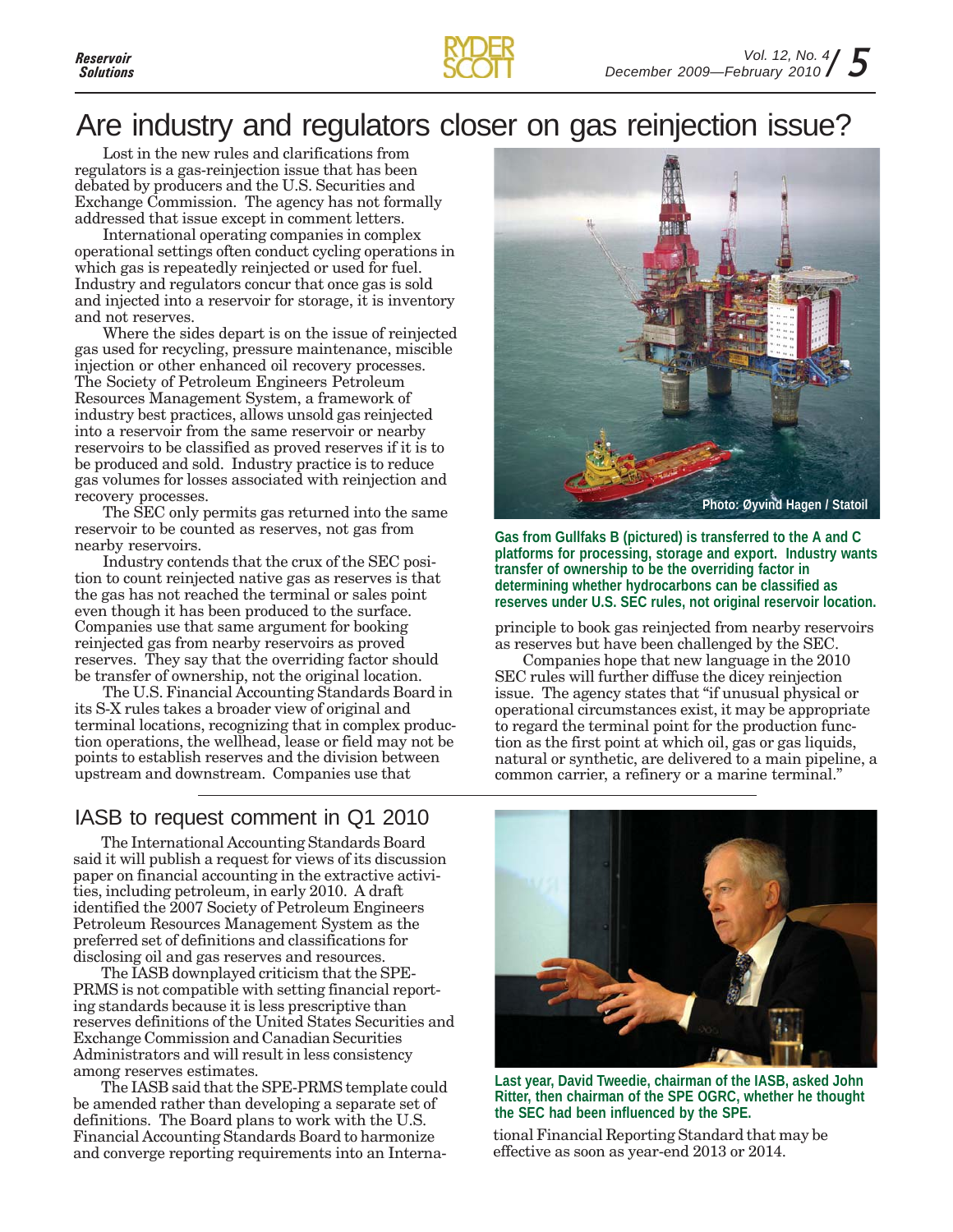# Are industry and regulators closer on gas reinjection issue?

Lost in the new rules and clarifications from regulators is a gas-reinjection issue that has been debated by producers and the U.S. Securities and Exchange Commission. The agency has not formally addressed that issue except in comment letters.

International operating companies in complex operational settings often conduct cycling operations in which gas is repeatedly reinjected or used for fuel. Industry and regulators concur that once gas is sold and injected into a reservoir for storage, it is inventory and not reserves.

Where the sides depart is on the issue of reinjected gas used for recycling, pressure maintenance, miscible injection or other enhanced oil recovery processes. The Society of Petroleum Engineers Petroleum Resources Management System, a framework of industry best practices, allows unsold gas reinjected into a reservoir from the same reservoir or nearby reservoirs to be classified as proved reserves if it is to be produced and sold. Industry practice is to reduce gas volumes for losses associated with reinjection and recovery processes.

The SEC only permits gas returned into the same reservoir to be counted as reserves, not gas from nearby reservoirs.

Industry contends that the crux of the SEC position to count reinjected native gas as reserves is that the gas has not reached the terminal or sales point even though it has been produced to the surface. Companies use that same argument for booking reinjected gas from nearby reservoirs as proved reserves. They say that the overriding factor should be transfer of ownership, not the original location.

The U.S. Financial Accounting Standards Board in its S-X rules takes a broader view of original and terminal locations, recognizing that in complex production operations, the wellhead, lease or field may not be points to establish reserves and the division between upstream and downstream. Companies use that principle to book gas reinjected from nearby reservoirs as reserves but have been challenged by the SEC.

Companies hope that new language in the 2010 SEC rules will further diffuse the dicey reinjection issue. The agency states that "if unusual physical or operational circumstances exist, it may be appropriate to regard the terminal point for the production function as the first point at which oil, gas or gas liquids, natural or synthetic, are delivered to a main pipeline, a common carrier, a refinery or a marine terminal."

Photo: Øyvind Hagen / Statoil

**Gas from Gullfaks B (pictured) is transferred to the A and C platforms for processing, storage and export. Industry wants transfer of ownership to be the overriding factor in determining whether hydrocarbons can be classified as reserves under U.S. SEC rules, not original reservoir location.**

## IASB to request comment in Q1 2010

The International Accounting Standards Board said it will publish a request for views of its discussion paper on financial accounting in the extractive activities, including petroleum, in early 2010. A draft identified the 2007 Society of Petroleum Engineers Petroleum Resources Management System as the preferred set of definitions and classifications for disclosing oil and gas reserves and resources.

The IASB downplayed criticism that the SPE-PRMS is not compatible with setting financial reporting standards because it is less prescriptive than reserves definitions of the United States Securities and Exchange Commission and Canadian Securities Administrators and will result in less consistency among reserves estimates.

The IASB said that the SPE-PRMS template could be amended rather than developing a separate set of definitions. The Board plans to work with the U.S. Financial Accounting Standards Board to harmonize and converge reporting requirements into an International Financial Reporting Standard that may be effective as soon as year-end 2013 or 2014.

**Last year, David Tweedie, chairman of the IASB, asked John Ritter, then chairman of the SPE OGRC, whether he thought the SEC had been influenced by the SPE.**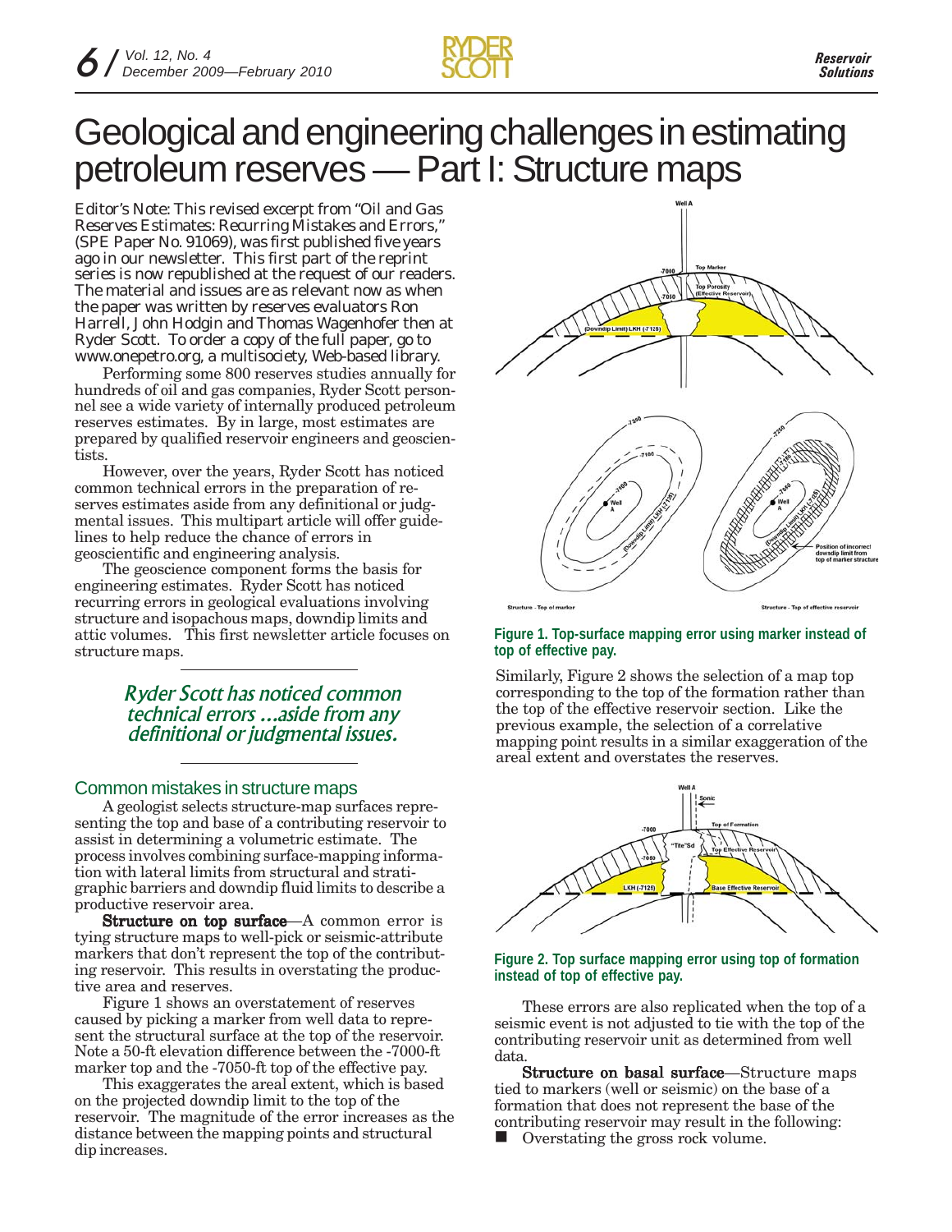# Geological and engineering challenges in estimating petroleum reserves — Part I: Structure maps

Editor's Note: This revised excerpt from "Oil and Gas Reserves Estimates: Recurring Mistakes and Errors," (SPE Paper No. 91069), was first published five years ago in our newsletter. This first part of the reprint series is now republished at the request of our readers. The material and issues are as relevant now as when the paper was written by reserves evaluators Ron Harrell, John Hodgin and Thomas Wagenhofer then at Ryder Scott. To order a copy of the full paper, go to www.onepetro.org, a multisociety, Web-based library.

Performing some 800 reserves studies annually for hundreds of oil and gas companies, Ryder Scott personnel see a wide variety of internally produced petroleum reserves estimates. By in large, most estimates are prepared by qualified reservoir engineers and geoscientists.

However, over the years, Ryder Scott has noticed common technical errors in the preparation of reserves estimates aside from any definitional or judgmental issues. This multipart article will offer guidelines to help reduce the chance of errors in geoscientific and engineering analysis.

The geoscience component forms the basis for engineering estimates. Ryder Scott has noticed recurring errors in geological evaluations involving structure and isopachous maps, downdip limits and attic volumes. This first newsletter article focuses on structure maps.

*Ryder Scott has noticed common technical errors ...aside from any definitional or judgmental issues.*

## Common mistakes in structure maps

A geologist selects structure-map surfaces representing the top and base of a contributing reservoir to assist in determining a volumetric estimate. The process involves combining surface-mapping information with lateral limits from structural and stratigraphic barriers and downdip fluid limits to describe a productive reservoir area.

**Structure on top surface**—A common error is tying structure maps to well-pick or seismic-attribute markers that don't represent the top of the contributing reservoir. This results in overstating the productive area and reserves.

Figure 1 shows an overstatement of reserves caused by picking a marker from well data to represent the structural surface at the top of the reservoir. Note a 50-ft elevation difference between the -7000-ft marker top and the -7050-ft top of the effective pay.

This exaggerates the areal extent, which is based on the projected downdip limit to the top of the reservoir. The magnitude of the error increases as the distance between the mapping points and structural dip increases.

**Figure 1. Top-surface mapping error using marker instead of top of effective pay.**

Similarly, Figure 2 shows the selection of a map top corresponding to the top of the formation rather than the top of the effective reservoir section. Like the previous example, the selection of a correlative mapping point results in a similar exaggeration of the areal extent and overstates the reserves.

**Figure 2. Top surface mapping error using top of formation instead of top of effective pay.**

These errors are also replicated when the top of a seismic event is not adjusted to tie with the top of the contributing reservoir unit as determined from well data.

**Structure on basal surface**—Structure maps tied to markers (well or seismic) on the base of a formation that does not represent the base of the contributing reservoir may result in the following:

- Overstating the gross rock volume.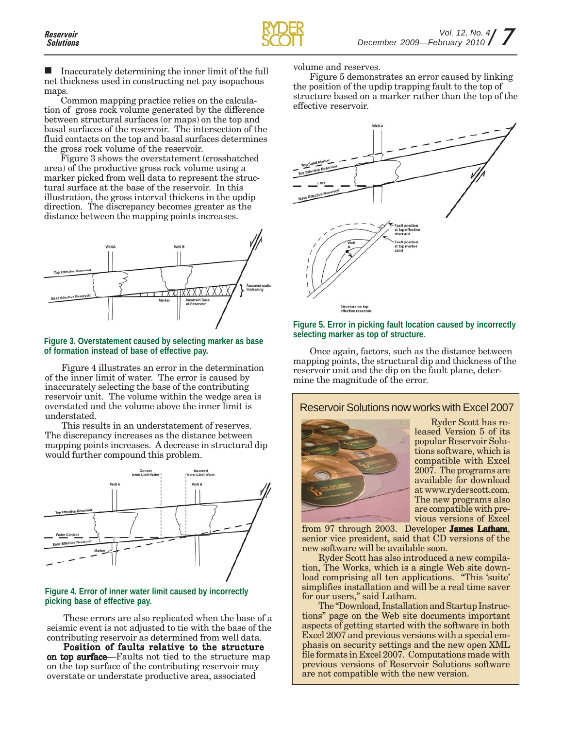■ Inaccurately determining the inner limit of the full net thickness used in constructing net pay isopachous maps.

Common mapping practice relies on the calculation of gross rock volume generated by the difference between structural surfaces (or maps) on the top and basal surfaces of the reservoir. The intersection of the fluid contacts on the top and basal surfaces determines the gross rock volume of the reservoir.

Figure 3 shows the overstatement (crosshatched area) of the productive gross rock volume using a marker picked from well data to represent the structural surface at the base of the reservoir. In this illustration, the gross interval thickens in the updip direction. The discrepancy becomes greater as the distance between the mapping points increases.

**Figure 3. Overstatement caused by selecting marker as base of formation instead of base of effective pay.**

Figure 4 illustrates an error in the determination of the inner limit of water. The error is caused by inaccurately selecting the base of the contributing reservoir unit. The volume within the wedge area is overstated and the volume above the inner limit is understated.

This results in an understatement of reserves. The discrepancy increases as the distance between mapping points increases. A decrease in structural dip would further compound this problem.

**Figure 4. Error of inner water limit caused by incorrectly picking base of effective pay.**

These errors are also replicated when the base of a seismic event is not adjusted to tie with the base of the contributing reservoir as determined from well data.

**Position of faults relative to the structure on top surface**—Faults not tied to the structure map on the top surface of the contributing reservoir may overstate or understate productive area, associated volume and reserves.

Figure 5 demonstrates an error caused by linking the position of the updip trapping fault to the top of structure based on a marker rather than the top of the effective reservoir.

**Figure 5. Error in picking fault location caused by incorrectly selecting marker as top of structure.**

Once again, factors, such as the distance between mapping points, the structural dip and thickness of the reservoir unit and the dip on the fault plane, determine the magnitude of the error.

## Reservoir Solutions now works with Excel 2007

Ryder Scott has released Version 5 of its popular Reservoir Solutions software, which is compatible with Excel 2007. The programs are available for download at www.ryderscott.com. The new programs also are compatible with previous versions of Excel from 97 through 2003. Developer **James Latham**, senior vice president, said that CD versions of the new software will be available soon.

Ryder Scott has also introduced a new compilation, The Works, which is a single Web site download comprising all ten applications. "This 'suite' simplifies installation and will be a real time saver for our users," said Latham.

The "Download, Installation and Startup Instructions" page on the Web site documents important aspects of getting started with the software in both Excel 2007 and previous versions with a special emphasis on security settings and the new open XML file formats in Excel 2007. Computations made with previous versions of Reservoir Solutions software are not compatible with the new version.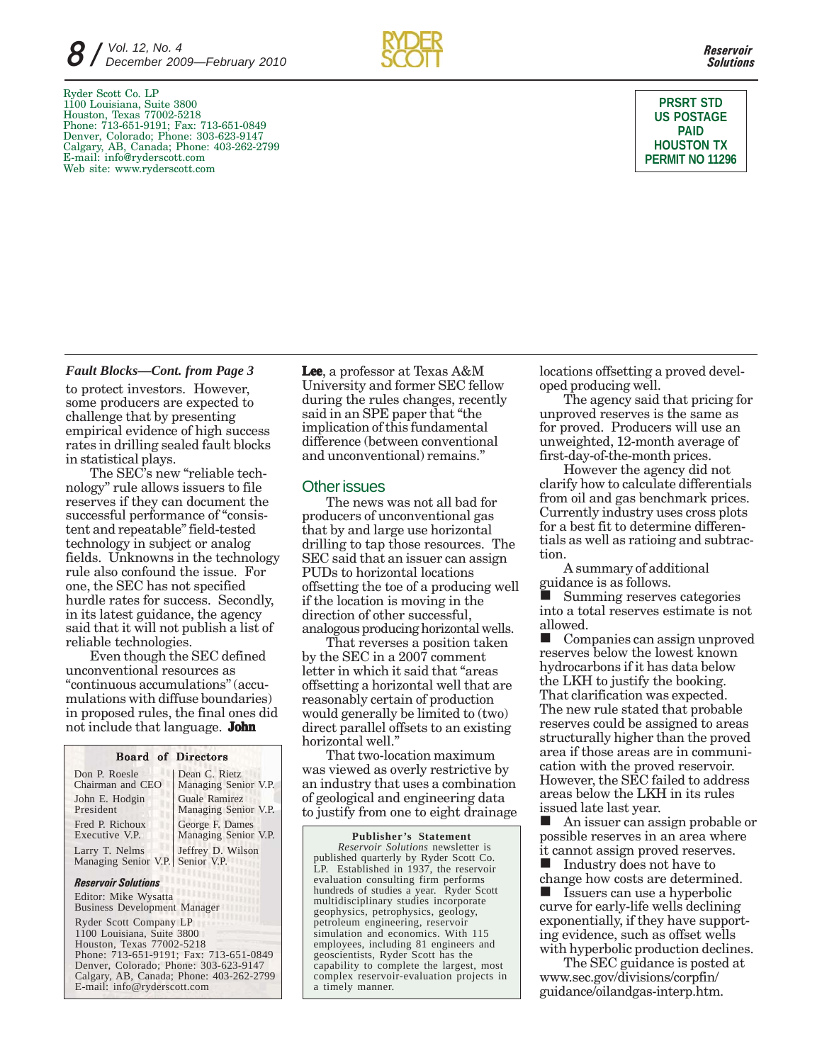Ryder Scott Co. LP
1100 Louisiana, Suite 3800
Houston, Texas 77002-5218
Phone: 713-651-9191; Fax: 713-651-0849
Denver, Colorado; Phone: 303-623-9147
Calgary, AB, Canada; Phone: 403-262-2799
E-mail: info@ryderscott.com
Web site: www.ryderscott.com

PRSRT STD
US POSTAGE
PAID
HOUSTON TX
PERMIT NO 11296

***Fault Blocks—Cont. from Page 3***

to protect investors. However, some producers are expected to challenge that by presenting empirical evidence of high success rates in drilling sealed fault blocks in statistical plays.

The SEC's new "reliable technology" rule allows issuers to file reserves if they can document the successful performance of "consistent and repeatable" field-tested technology in subject or analog fields. Unknowns in the technology rule also confound the issue. For one, the SEC has not specified hurdle rates for success. Secondly, in its latest guidance, the agency said that it will not publish a list of reliable technologies.

Even though the SEC defined unconventional resources as "continuous accumulations" (accumulations with diffuse boundaries) in proposed rules, the final ones did not include that language. **John Lee**, a professor at Texas A&M University and former SEC fellow during the rules changes, recently said in an SPE paper that "the implication of this fundamental difference (between conventional and unconventional) remains."

## Other issues

The news was not all bad for producers of unconventional gas that by and large use horizontal drilling to tap those resources. The SEC said that an issuer can assign PUDs to horizontal locations offsetting the toe of a producing well if the location is moving in the direction of other successful, analogous producing horizontal wells.

That reverses a position taken by the SEC in a 2007 comment letter in which it said that "areas offsetting a horizontal well that are reasonably certain of production would generally be limited to (two) direct parallel offsets to an existing horizontal well."

That two-location maximum was viewed as overly restrictive by an industry that uses a combination of geological and engineering data to justify from one to eight drainage locations offsetting a proved developed producing well.

The agency said that pricing for unproved reserves is the same as for proved. Producers will use an unweighted, 12-month average of first-day-of-the-month prices.

However the agency did not clarify how to calculate differentials from oil and gas benchmark prices. Currently industry uses cross plots for a best fit to determine differentials as well as ratioing and subtraction.

A summary of additional guidance is as follows.

- Summing reserves categories into a total reserves estimate is not allowed.
- Companies can assign unproved reserves below the lowest known hydrocarbons if it has data below the LKH to justify the booking. That clarification was expected. The new rule stated that probable reserves could be assigned to areas structurally higher than the proved area if those areas are in communication with the proved reservoir. However, the SEC failed to address areas below the LKH in its rules issued late last year.
- An issuer can assign probable or possible reserves in an area where it cannot assign proved reserves.
- Industry does not have to change how costs are determined.
- Issuers can use a hyperbolic curve for early-life wells declining exponentially, if they have supporting evidence, such as offset wells with hyperbolic production declines.

The SEC guidance is posted at www.sec.gov/divisions/corpfin/guidance/oilandgas-interp.htm.

**Board of Directors**

| | |
|---|---|
| Don P. Roesle<br>Chairman and CEO | Dean C. Rietz<br>Managing Senior V.P. |
| John E. Hodgin<br>President | Guale Ramirez<br>Managing Senior V.P. |
| Fred P. Richoux<br>Executive V.P. | George F. Dames<br>Managing Senior V.P. |
| Larry T. Nelms<br>Managing Senior V.P. | Jeffrey D. Wilson<br>Senior V.P. |

***Reservoir Solutions***

Editor: Mike Wysatta
Business Development Manager

Ryder Scott Company LP
1100 Louisiana, Suite 3800
Houston, Texas 77002-5218
Phone: 713-651-9191; Fax: 713-651-0849
Denver, Colorado; Phone: 303-623-9147
Calgary, AB, Canada; Phone: 403-262-2799
E-mail: info@ryderscott.com

**Publisher's Statement**

*Reservoir Solutions* newsletter is published quarterly by Ryder Scott Co. LP. Established in 1937, the reservoir evaluation consulting firm performs hundreds of studies a year. Ryder Scott multidisciplinary studies incorporate geophysics, petrophysics, geology, petroleum engineering, reservoir simulation and economics. With 115 employees, including 81 engineers and geoscientists, Ryder Scott has the capability to complete the largest, most complex reservoir-evaluation projects in a timely manner.